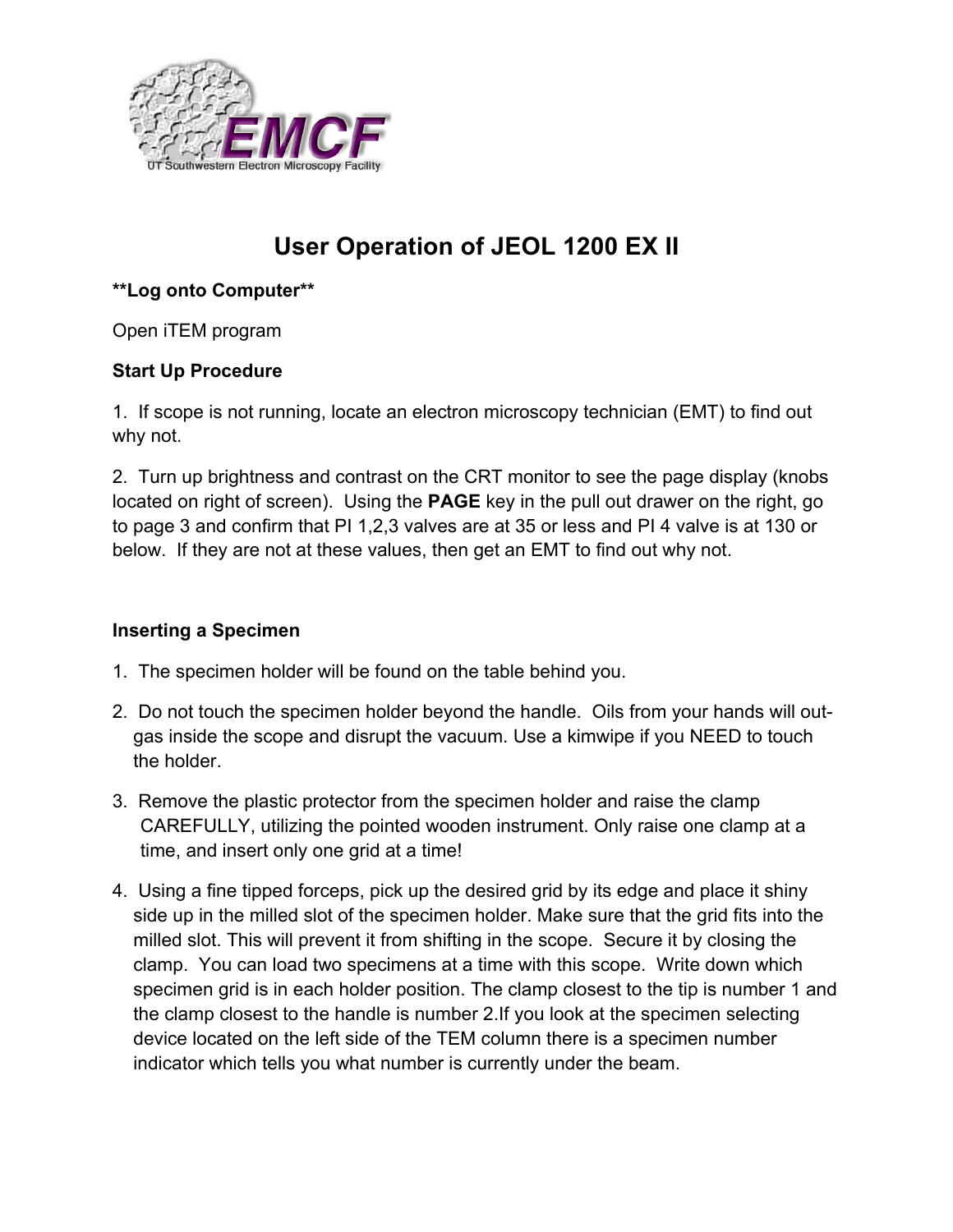# User Operation of JEOL 1200 EX II

**Log onto Computer**

Open iTEM program

**Start Up Procedure**

1. If scope is not running, locate an electron microscopy technician (EMT) to find out why not.

2. Turn up brightness and contrast on the CRT monitor to see the page display (knobs located on right of screen). Using the **PAGE** key in the pull out drawer on the right, go to page 3 and confirm that PI 1,2,3 valves are at 35 or less and PI 4 valve is at 130 or below. If they are not at these values, then get an EMT to find out why not.

**Inserting a Specimen**

1. The specimen holder will be found on the table behind you.

2. Do not touch the specimen holder beyond the handle. Oils from your hands will out-gas inside the scope and disrupt the vacuum. Use a kimwipe if you NEED to touch the holder.

3. Remove the plastic protector from the specimen holder and raise the clamp CAREFULLY, utilizing the pointed wooden instrument. Only raise one clamp at a time, and insert only one grid at a time!

4. Using a fine tipped forceps, pick up the desired grid by its edge and place it shiny side up in the milled slot of the specimen holder. Make sure that the grid fits into the milled slot. This will prevent it from shifting in the scope. Secure it by closing the clamp. You can load two specimens at a time with this scope. Write down which specimen grid is in each holder position. The clamp closest to the tip is number 1 and the clamp closest to the handle is number 2.If you look at the specimen selecting device located on the left side of the TEM column there is a specimen number indicator which tells you what number is currently under the beam.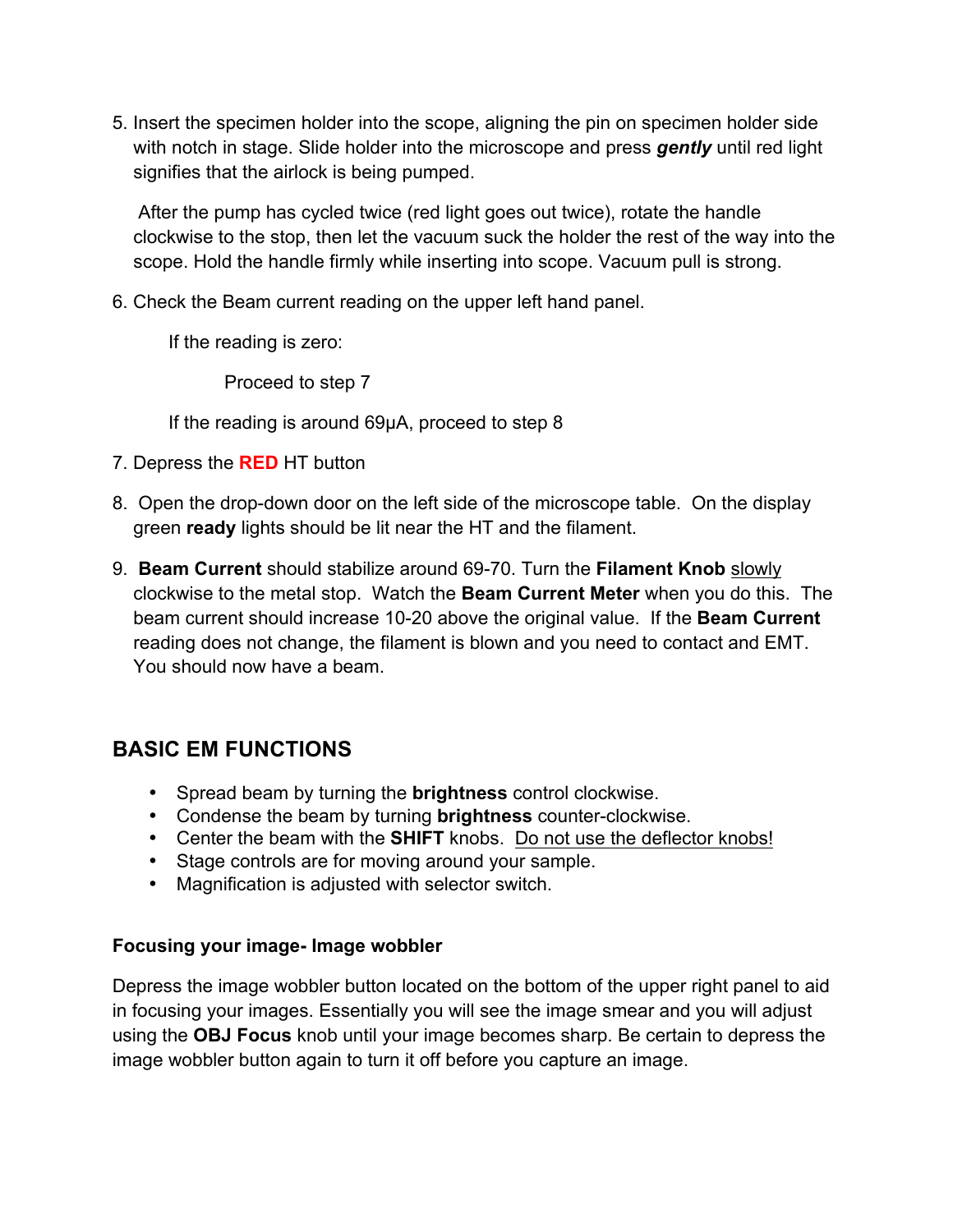5. Insert the specimen holder into the scope, aligning the pin on specimen holder side with notch in stage. Slide holder into the microscope and press ***gently*** until red light signifies that the airlock is being pumped.

   After the pump has cycled twice (red light goes out twice), rotate the handle clockwise to the stop, then let the vacuum suck the holder the rest of the way into the scope. Hold the handle firmly while inserting into scope. Vacuum pull is strong.

6. Check the Beam current reading on the upper left hand panel.

   If the reading is zero:

   Proceed to step 7

   If the reading is around 69μA, proceed to step 8

7. Depress the **RED** HT button

8. Open the drop-down door on the left side of the microscope table. On the display green **ready** lights should be lit near the HT and the filament.

9. **Beam Current** should stabilize around 69-70. Turn the **Filament Knob** slowly clockwise to the metal stop. Watch the **Beam Current Meter** when you do this. The beam current should increase 10-20 above the original value. If the **Beam Current** reading does not change, the filament is blown and you need to contact and EMT. You should now have a beam.

## BASIC EM FUNCTIONS

- Spread beam by turning the **brightness** control clockwise.
- Condense the beam by turning **brightness** counter-clockwise.
- Center the beam with the **SHIFT** knobs. Do not use the deflector knobs!
- Stage controls are for moving around your sample.
- Magnification is adjusted with selector switch.

### Focusing your image- Image wobbler

Depress the image wobbler button located on the bottom of the upper right panel to aid in focusing your images. Essentially you will see the image smear and you will adjust using the **OBJ Focus** knob until your image becomes sharp. Be certain to depress the image wobbler button again to turn it off before you capture an image.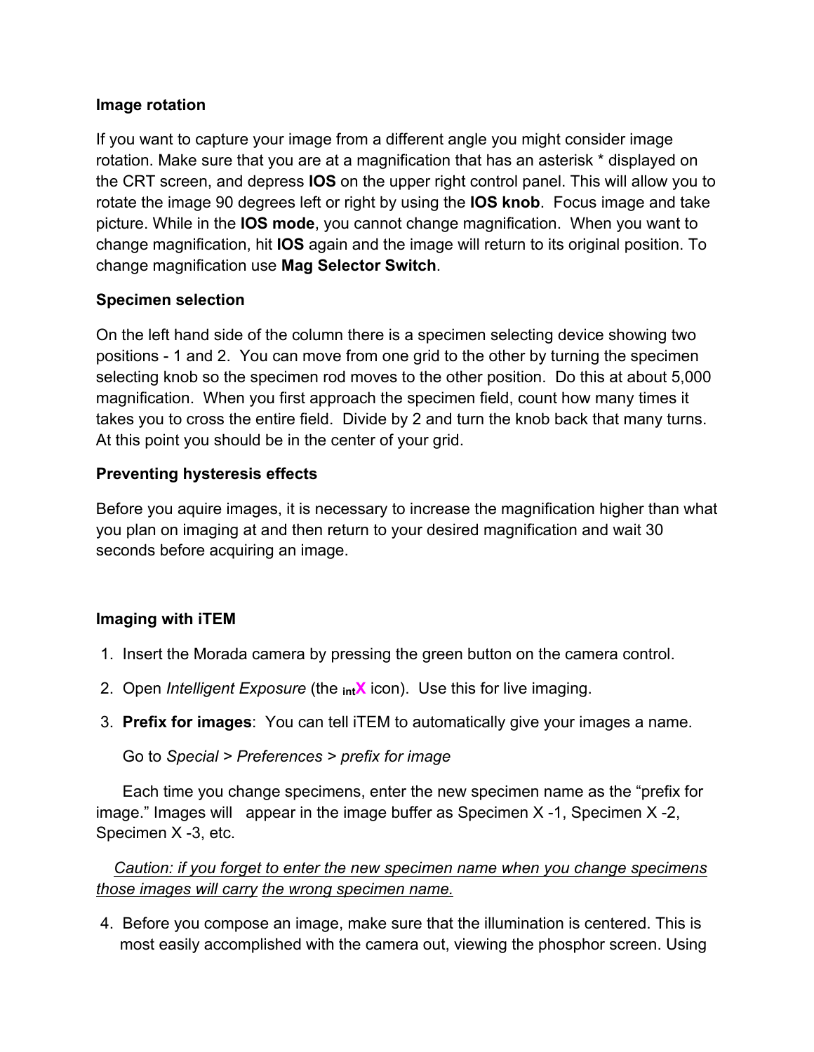**Image rotation**

If you want to capture your image from a different angle you might consider image rotation. Make sure that you are at a magnification that has an asterisk * displayed on the CRT screen, and depress **IOS** on the upper right control panel. This will allow you to rotate the image 90 degrees left or right by using the **IOS knob**. Focus image and take picture. While in the **IOS mode**, you cannot change magnification. When you want to change magnification, hit **IOS** again and the image will return to its original position. To change magnification use **Mag Selector Switch**.

**Specimen selection**

On the left hand side of the column there is a specimen selecting device showing two positions - 1 and 2. You can move from one grid to the other by turning the specimen selecting knob so the specimen rod moves to the other position. Do this at about 5,000 magnification. When you first approach the specimen field, count how many times it takes you to cross the entire field. Divide by 2 and turn the knob back that many turns. At this point you should be in the center of your grid.

**Preventing hysteresis effects**

Before you aquire images, it is necessary to increase the magnification higher than what you plan on imaging at and then return to your desired magnification and wait 30 seconds before acquiring an image.

**Imaging with iTEM**

1. Insert the Morada camera by pressing the green button on the camera control.
2. Open *Intelligent Exposure* (the intX icon). Use this for live imaging.
3. **Prefix for images**: You can tell iTEM to automatically give your images a name.

   Go to *Special* > *Preferences* > *prefix for image*

   Each time you change specimens, enter the new specimen name as the "prefix for image." Images will appear in the image buffer as Specimen X -1, Specimen X -2, Specimen X -3, etc.

   *Caution: if you forget to enter the new specimen name when you change specimens those images will carry the wrong specimen name.*

4. Before you compose an image, make sure that the illumination is centered. This is most easily accomplished with the camera out, viewing the phosphor screen. Using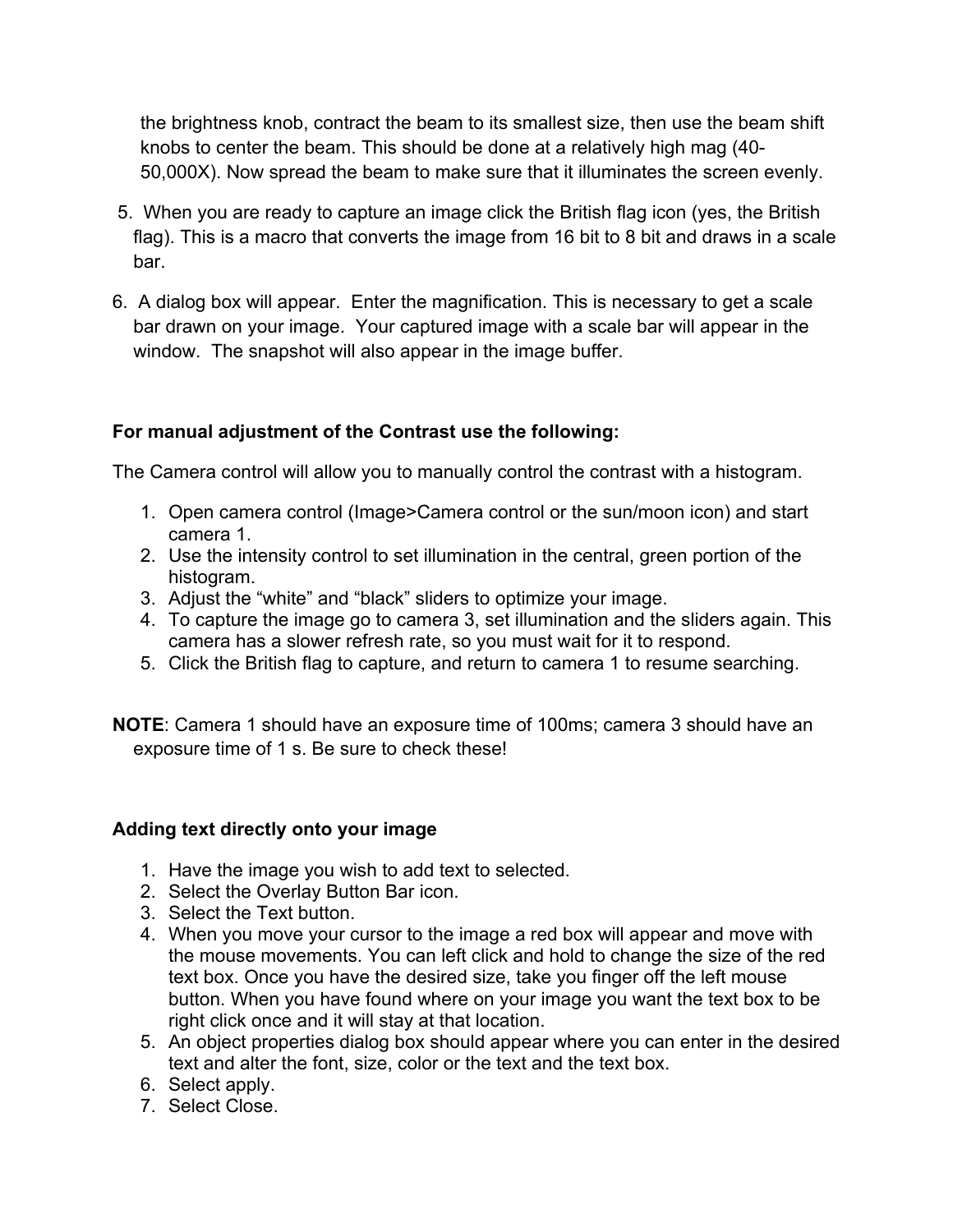the brightness knob, contract the beam to its smallest size, then use the beam shift knobs to center the beam. This should be done at a relatively high mag (40-50,000X). Now spread the beam to make sure that it illuminates the screen evenly.

5. When you are ready to capture an image click the British flag icon (yes, the British flag). This is a macro that converts the image from 16 bit to 8 bit and draws in a scale bar.

6. A dialog box will appear. Enter the magnification. This is necessary to get a scale bar drawn on your image. Your captured image with a scale bar will appear in the window. The snapshot will also appear in the image buffer.

**For manual adjustment of the Contrast use the following:**

The Camera control will allow you to manually control the contrast with a histogram.

1. Open camera control (Image>Camera control or the sun/moon icon) and start camera 1.
2. Use the intensity control to set illumination in the central, green portion of the histogram.
3. Adjust the “white” and “black” sliders to optimize your image.
4. To capture the image go to camera 3, set illumination and the sliders again. This camera has a slower refresh rate, so you must wait for it to respond.
5. Click the British flag to capture, and return to camera 1 to resume searching.

**NOTE**: Camera 1 should have an exposure time of 100ms; camera 3 should have an exposure time of 1 s. Be sure to check these!

**Adding text directly onto your image**

1. Have the image you wish to add text to selected.
2. Select the Overlay Button Bar icon.
3. Select the Text button.
4. When you move your cursor to the image a red box will appear and move with the mouse movements. You can left click and hold to change the size of the red text box. Once you have the desired size, take you finger off the left mouse button. When you have found where on your image you want the text box to be right click once and it will stay at that location.
5. An object properties dialog box should appear where you can enter in the desired text and alter the font, size, color or the text and the text box.
6. Select apply.
7. Select Close.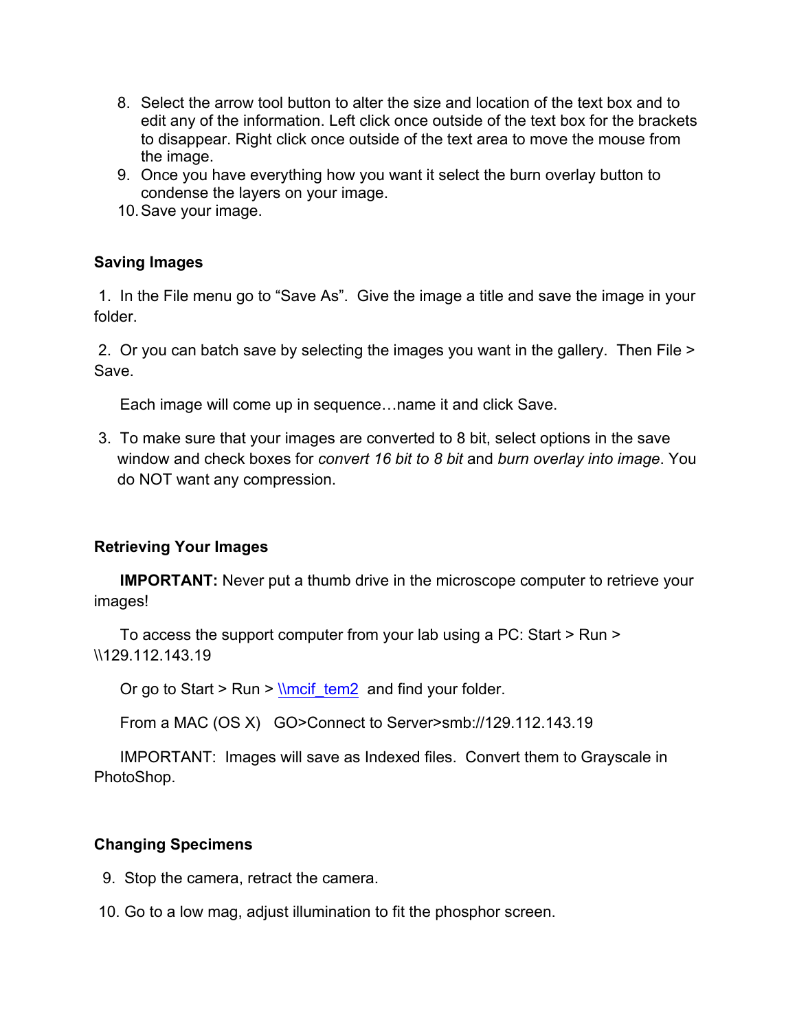8. Select the arrow tool button to alter the size and location of the text box and to edit any of the information. Left click once outside of the text box for the brackets to disappear. Right click once outside of the text area to move the mouse from the image.
9. Once you have everything how you want it select the burn overlay button to condense the layers on your image.
10. Save your image.

**Saving Images**

1. In the File menu go to “Save As”. Give the image a title and save the image in your folder.

2. Or you can batch save by selecting the images you want in the gallery. Then File > Save.

   Each image will come up in sequence…name it and click Save.

3. To make sure that your images are converted to 8 bit, select options in the save window and check boxes for *convert 16 bit to 8 bit* and *burn overlay into image*. You do NOT want any compression.

**Retrieving Your Images**

**IMPORTANT:** Never put a thumb drive in the microscope computer to retrieve your images!

To access the support computer from your lab using a PC: Start > Run > \\129.112.143.19

Or go to Start > Run > \\mcif_tem2 and find your folder.

From a MAC (OS X) GO>Connect to Server>smb://129.112.143.19

IMPORTANT: Images will save as Indexed files. Convert them to Grayscale in PhotoShop.

**Changing Specimens**

9. Stop the camera, retract the camera.

10. Go to a low mag, adjust illumination to fit the phosphor screen.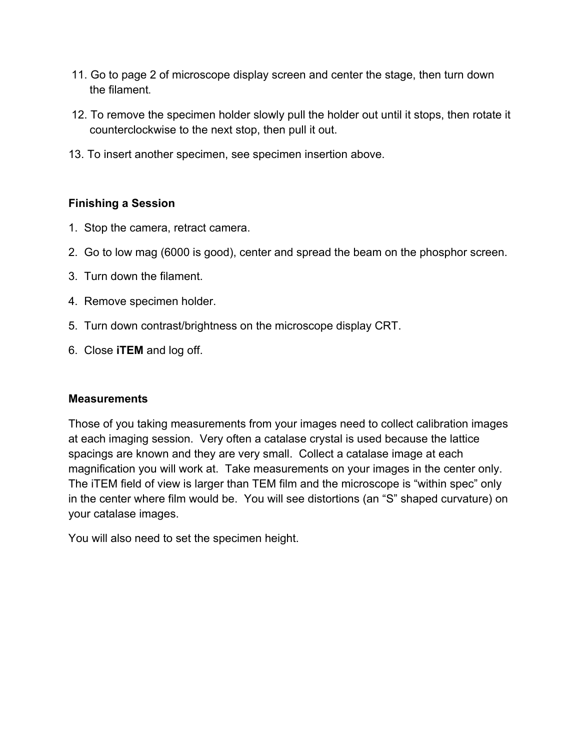11. Go to page 2 of microscope display screen and center the stage, then turn down the filament.

12. To remove the specimen holder slowly pull the holder out until it stops, then rotate it counterclockwise to the next stop, then pull it out.

13. To insert another specimen, see specimen insertion above.

**Finishing a Session**

1. Stop the camera, retract camera.
2. Go to low mag (6000 is good), center and spread the beam on the phosphor screen.
3. Turn down the filament.
4. Remove specimen holder.
5. Turn down contrast/brightness on the microscope display CRT.
6. Close **iTEM** and log off.

**Measurements**

Those of you taking measurements from your images need to collect calibration images at each imaging session. Very often a catalase crystal is used because the lattice spacings are known and they are very small. Collect a catalase image at each magnification you will work at. Take measurements on your images in the center only. The iTEM field of view is larger than TEM film and the microscope is "within spec" only in the center where film would be. You will see distortions (an "S" shaped curvature) on your catalase images.

You will also need to set the specimen height.